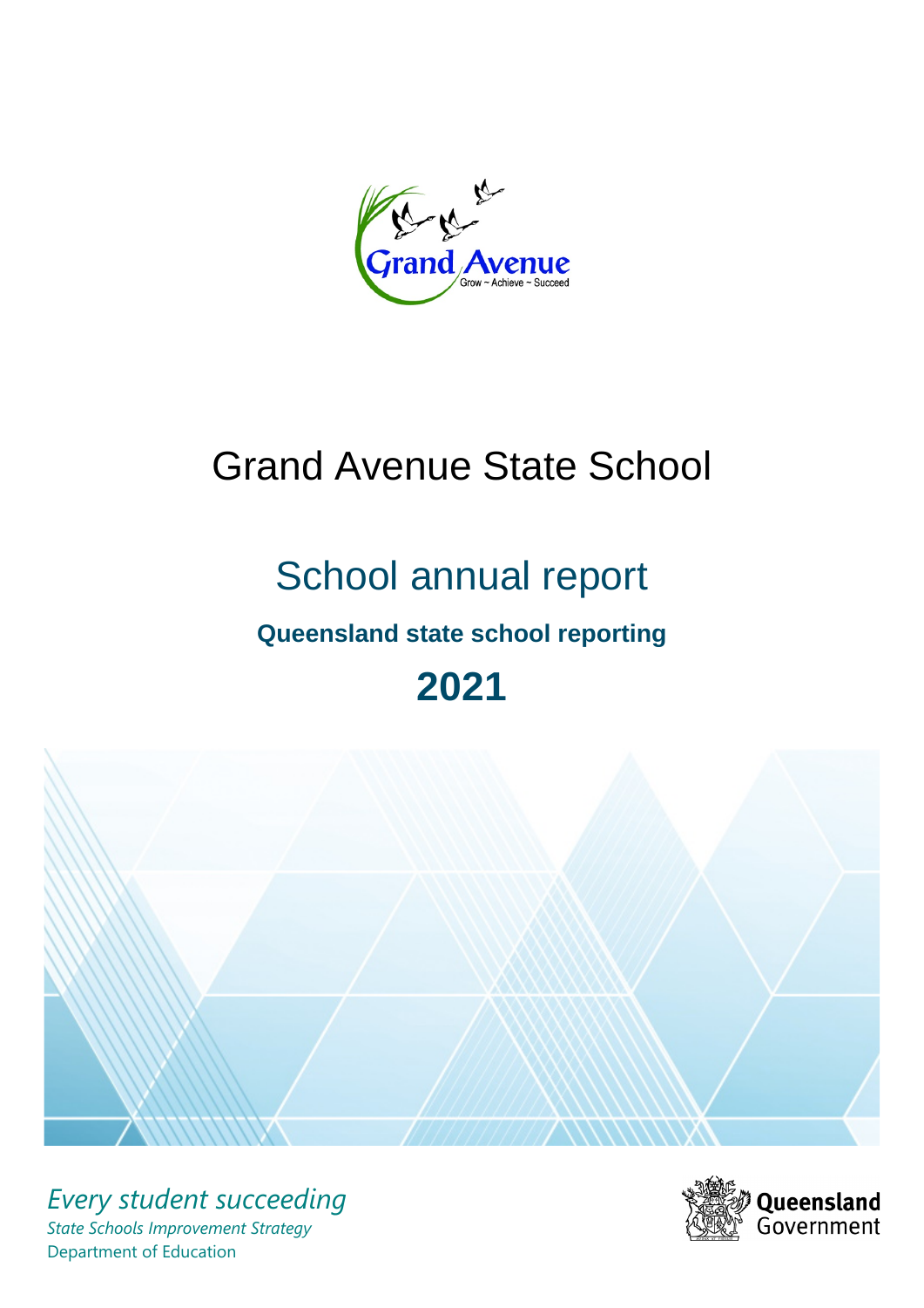Grand Avenue

Grow ~ Achieve ~ Succeed

# Grand Avenue State School

## School annual report

### Queensland state school reporting

## 2021

*Every student succeeding*

*State Schools Improvement Strategy*

Department of Education

Queensland Government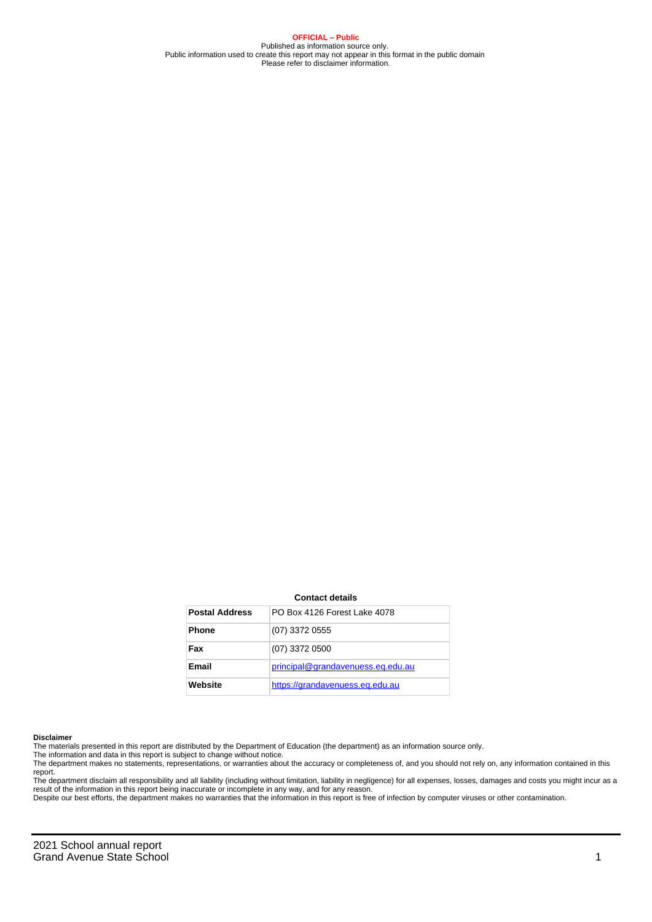**OFFICIAL – Public**
Published as information source only.
Public information used to create this report may not appear in this format in the public domain
Please refer to disclaimer information.

**Contact details**

| Postal Address | PO Box 4126 Forest Lake 4078 |
| --- | --- |
| Phone | (07) 3372 0555 |
| Fax | (07) 3372 0500 |
| Email | principal@grandavenuess.eq.edu.au |
| Website | https://grandavenuess.eq.edu.au |

**Disclaimer**

The materials presented in this report are distributed by the Department of Education (the department) as an information source only.

The information and data in this report is subject to change without notice.

The department makes no statements, representations, or warranties about the accuracy or completeness of, and you should not rely on, any information contained in this report.

The department disclaim all responsibility and all liability (including without limitation, liability in negligence) for all expenses, losses, damages and costs you might incur as a result of the information in this report being inaccurate or incomplete in any way, and for any reason.

Despite our best efforts, the department makes no warranties that the information in this report is free of infection by computer viruses or other contamination.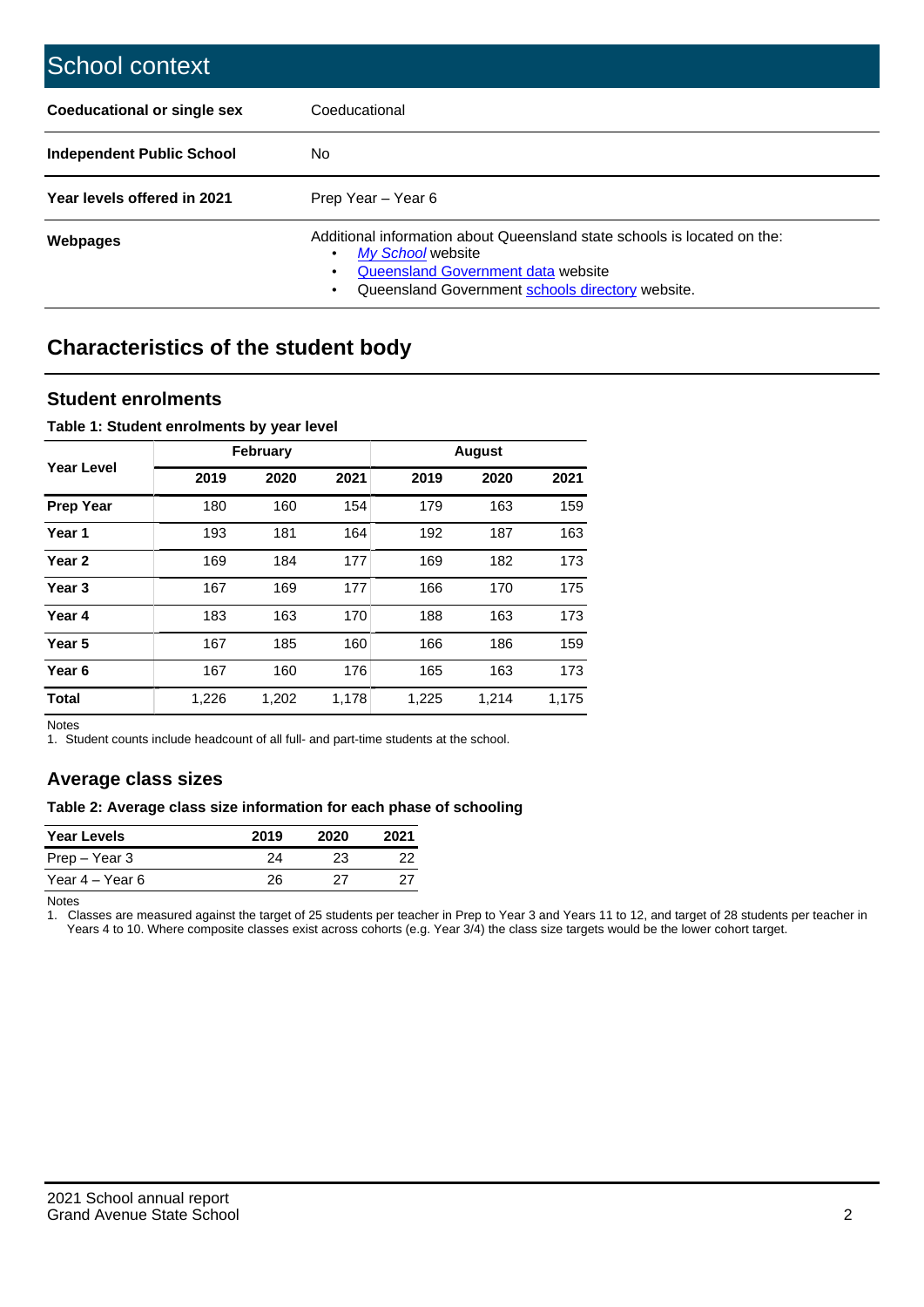# School context

| | |
|---|---|
| **Coeducational or single sex** | Coeducational |
| **Independent Public School** | No |
| **Year levels offered in 2021** | Prep Year – Year 6 |
| **Webpages** | Additional information about Queensland state schools is located on the: • *My School* website • Queensland Government data website • Queensland Government schools directory website. |

## Characteristics of the student body

### Student enrolments

**Table 1: Student enrolments by year level**

| Year Level | February | | | August | | |
|---|---|---|---|---|---|---|
| | 2019 | 2020 | 2021 | 2019 | 2020 | 2021 |
| **Prep Year** | 180 | 160 | 154 | 179 | 163 | 159 |
| **Year 1** | 193 | 181 | 164 | 192 | 187 | 163 |
| **Year 2** | 169 | 184 | 177 | 169 | 182 | 173 |
| **Year 3** | 167 | 169 | 177 | 166 | 170 | 175 |
| **Year 4** | 183 | 163 | 170 | 188 | 163 | 173 |
| **Year 5** | 167 | 185 | 160 | 166 | 186 | 159 |
| **Year 6** | 167 | 160 | 176 | 165 | 163 | 173 |
| **Total** | 1,226 | 1,202 | 1,178 | 1,225 | 1,214 | 1,175 |

Notes
1. Student counts include headcount of all full- and part-time students at the school.

### Average class sizes

**Table 2: Average class size information for each phase of schooling**

| Year Levels | 2019 | 2020 | 2021 |
|---|---|---|---|
| Prep – Year 3 | 24 | 23 | 22 |
| Year 4 – Year 6 | 26 | 27 | 27 |

Notes
1. Classes are measured against the target of 25 students per teacher in Prep to Year 3 and Years 11 to 12, and target of 28 students per teacher in Years 4 to 10. Where composite classes exist across cohorts (e.g. Year 3/4) the class size targets would be the lower cohort target.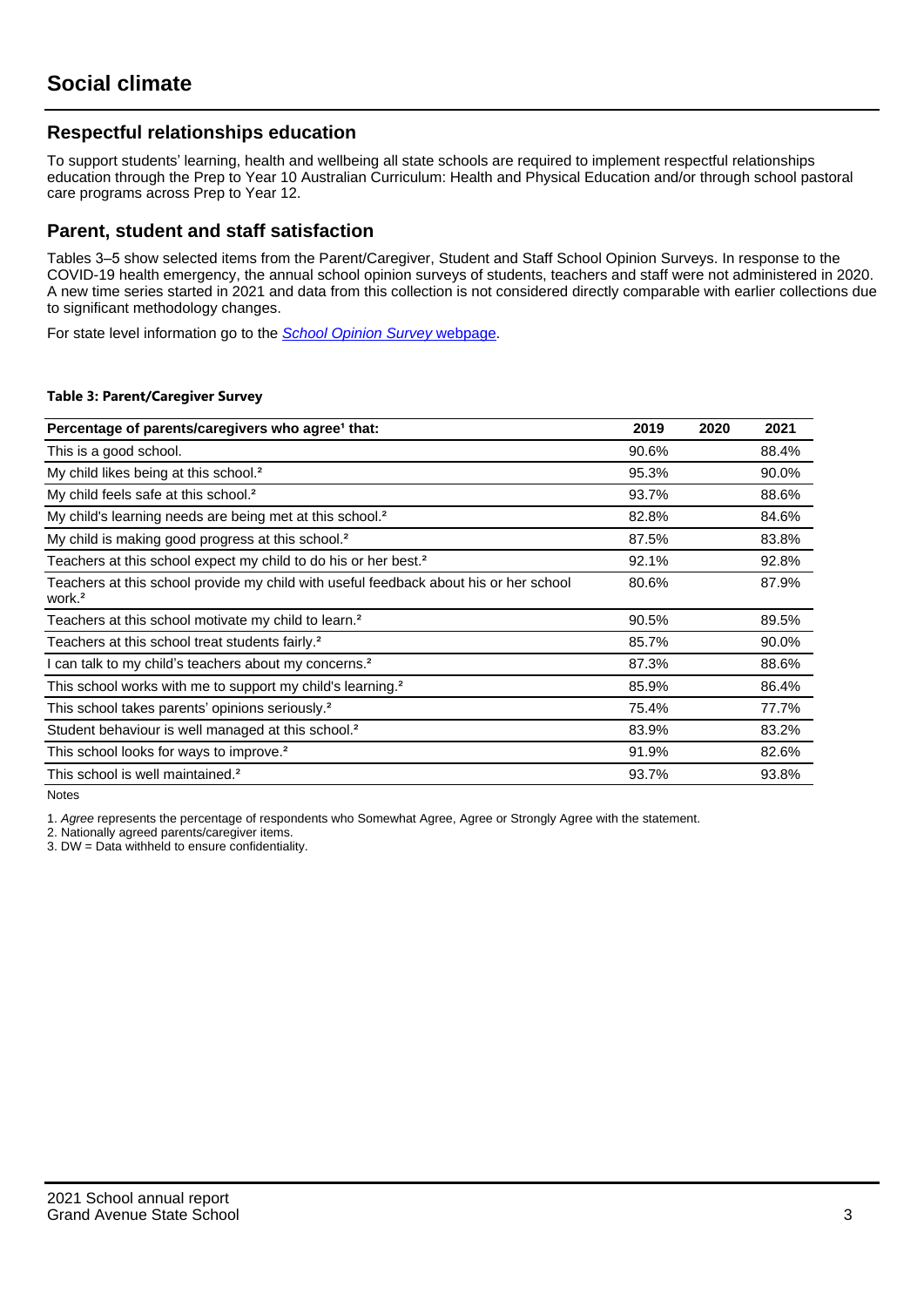## Social climate

### Respectful relationships education

To support students' learning, health and wellbeing all state schools are required to implement respectful relationships education through the Prep to Year 10 Australian Curriculum: Health and Physical Education and/or through school pastoral care programs across Prep to Year 12.

### Parent, student and staff satisfaction

Tables 3–5 show selected items from the Parent/Caregiver, Student and Staff School Opinion Surveys. In response to the COVID-19 health emergency, the annual school opinion surveys of students, teachers and staff were not administered in 2020. A new time series started in 2021 and data from this collection is not considered directly comparable with earlier collections due to significant methodology changes.

For state level information go to the *School Opinion Survey* webpage.

**Table 3: Parent/Caregiver Survey**

| Percentage of parents/caregivers who agree[1] that: | 2019 | 2020 | 2021 |
|---|---|---|---|
| This is a good school. | 90.6% | | 88.4% |
| My child likes being at this school.[2] | 95.3% | | 90.0% |
| My child feels safe at this school.[2] | 93.7% | | 88.6% |
| My child's learning needs are being met at this school.[2] | 82.8% | | 84.6% |
| My child is making good progress at this school.[2] | 87.5% | | 83.8% |
| Teachers at this school expect my child to do his or her best.[2] | 92.1% | | 92.8% |
| Teachers at this school provide my child with useful feedback about his or her school work.[2] | 80.6% | | 87.9% |
| Teachers at this school motivate my child to learn.[2] | 90.5% | | 89.5% |
| Teachers at this school treat students fairly.[2] | 85.7% | | 90.0% |
| I can talk to my child's teachers about my concerns.[2] | 87.3% | | 88.6% |
| This school works with me to support my child's learning.[2] | 85.9% | | 86.4% |
| This school takes parents' opinions seriously.[2] | 75.4% | | 77.7% |
| Student behaviour is well managed at this school.[2] | 83.9% | | 83.2% |
| This school looks for ways to improve.[2] | 91.9% | | 82.6% |
| This school is well maintained.[2] | 93.7% | | 93.8% |

Notes

1. *Agree* represents the percentage of respondents who Somewhat Agree, Agree or Strongly Agree with the statement.
2. Nationally agreed parents/caregiver items.
3. DW = Data withheld to ensure confidentiality.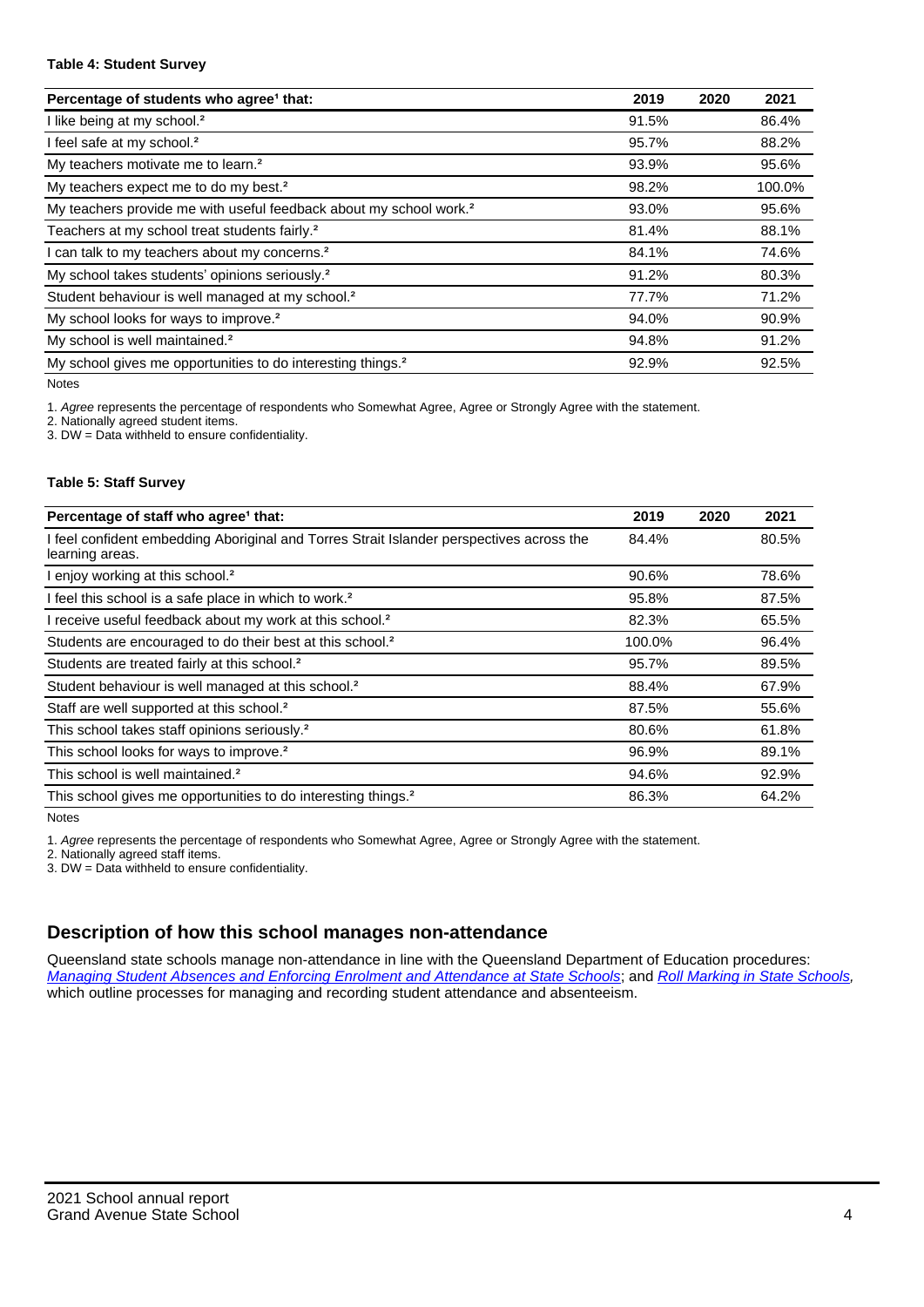**Table 4: Student Survey**

| Percentage of students who agree[1] that: | 2019 | 2020 | 2021 |
|---|---|---|---|
| I like being at my school.[2] | 91.5% | | 86.4% |
| I feel safe at my school.[2] | 95.7% | | 88.2% |
| My teachers motivate me to learn.[2] | 93.9% | | 95.6% |
| My teachers expect me to do my best.[2] | 98.2% | | 100.0% |
| My teachers provide me with useful feedback about my school work.[2] | 93.0% | | 95.6% |
| Teachers at my school treat students fairly.[2] | 81.4% | | 88.1% |
| I can talk to my teachers about my concerns.[2] | 84.1% | | 74.6% |
| My school takes students' opinions seriously.[2] | 91.2% | | 80.3% |
| Student behaviour is well managed at my school.[2] | 77.7% | | 71.2% |
| My school looks for ways to improve.[2] | 94.0% | | 90.9% |
| My school is well maintained.[2] | 94.8% | | 91.2% |
| My school gives me opportunities to do interesting things.[2] | 92.9% | | 92.5% |

Notes

1. *Agree* represents the percentage of respondents who Somewhat Agree, Agree or Strongly Agree with the statement.
2. Nationally agreed student items.
3. DW = Data withheld to ensure confidentiality.

**Table 5: Staff Survey**

| Percentage of staff who agree[1] that: | 2019 | 2020 | 2021 |
|---|---|---|---|
| I feel confident embedding Aboriginal and Torres Strait Islander perspectives across the learning areas. | 84.4% | | 80.5% |
| I enjoy working at this school.[2] | 90.6% | | 78.6% |
| I feel this school is a safe place in which to work.[2] | 95.8% | | 87.5% |
| I receive useful feedback about my work at this school.[2] | 82.3% | | 65.5% |
| Students are encouraged to do their best at this school.[2] | 100.0% | | 96.4% |
| Students are treated fairly at this school.[2] | 95.7% | | 89.5% |
| Student behaviour is well managed at this school.[2] | 88.4% | | 67.9% |
| Staff are well supported at this school.[2] | 87.5% | | 55.6% |
| This school takes staff opinions seriously.[2] | 80.6% | | 61.8% |
| This school looks for ways to improve.[2] | 96.9% | | 89.1% |
| This school is well maintained.[2] | 94.6% | | 92.9% |
| This school gives me opportunities to do interesting things.[2] | 86.3% | | 64.2% |

Notes

1. *Agree* represents the percentage of respondents who Somewhat Agree, Agree or Strongly Agree with the statement.
2. Nationally agreed staff items.
3. DW = Data withheld to ensure confidentiality.

## Description of how this school manages non-attendance

Queensland state schools manage non-attendance in line with the Queensland Department of Education procedures: *Managing Student Absences and Enforcing Enrolment and Attendance at State Schools*; and *Roll Marking in State Schools*, which outline processes for managing and recording student attendance and absenteeism.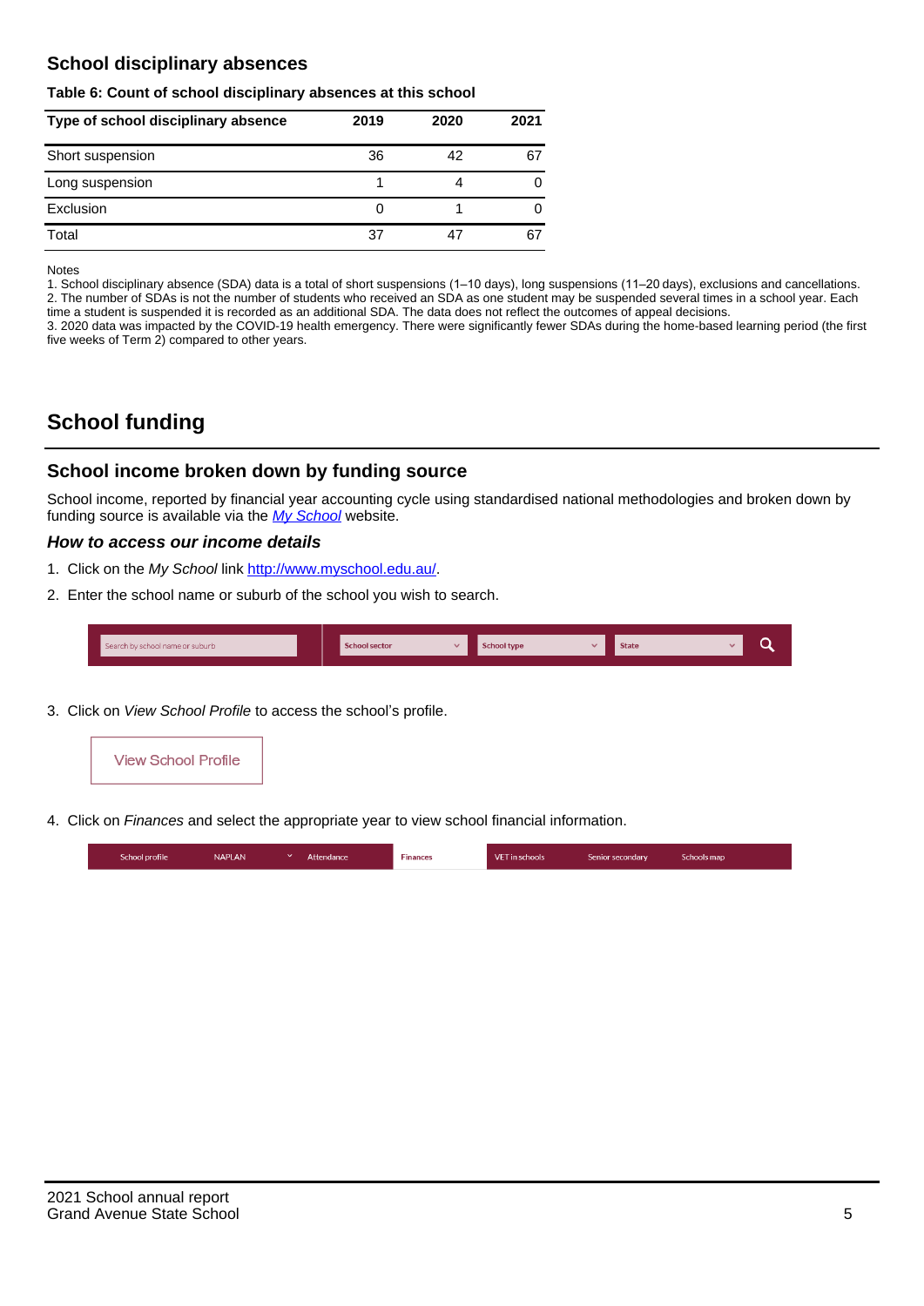## School disciplinary absences

**Table 6: Count of school disciplinary absences at this school**

| Type of school disciplinary absence | 2019 | 2020 | 2021 |
|---|---|---|---|
| Short suspension | 36 | 42 | 67 |
| Long suspension | 1 | 4 | 0 |
| Exclusion | 0 | 1 | 0 |
| Total | 37 | 47 | 67 |

Notes
1. School disciplinary absence (SDA) data is a total of short suspensions (1–10 days), long suspensions (11–20 days), exclusions and cancellations.
2. The number of SDAs is not the number of students who received an SDA as one student may be suspended several times in a school year. Each time a student is suspended it is recorded as an additional SDA. The data does not reflect the outcomes of appeal decisions.
3. 2020 data was impacted by the COVID-19 health emergency. There were significantly fewer SDAs during the home-based learning period (the first five weeks of Term 2) compared to other years.

# School funding

## School income broken down by funding source

School income, reported by financial year accounting cycle using standardised national methodologies and broken down by funding source is available via the *My School* website.

### *How to access our income details*

1. Click on the *My School* link http://www.myschool.edu.au/.
2. Enter the school name or suburb of the school you wish to search.
3. Click on *View School Profile* to access the school's profile.
4. Click on *Finances* and select the appropriate year to view school financial information.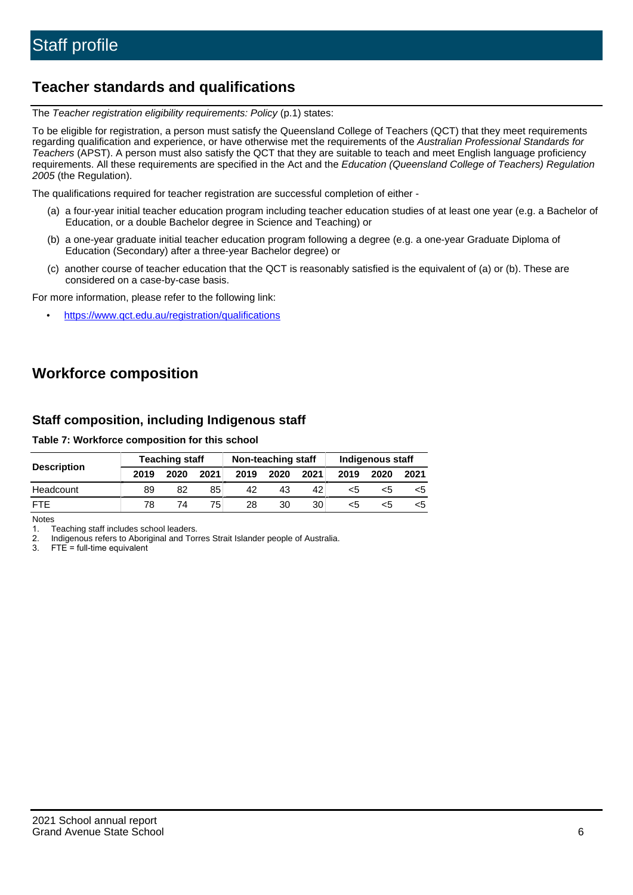# Staff profile

## Teacher standards and qualifications

The *Teacher registration eligibility requirements: Policy* (p.1) states:

To be eligible for registration, a person must satisfy the Queensland College of Teachers (QCT) that they meet requirements regarding qualification and experience, or have otherwise met the requirements of the *Australian Professional Standards for Teachers* (APST). A person must also satisfy the QCT that they are suitable to teach and meet English language proficiency requirements. All these requirements are specified in the Act and the *Education (Queensland College of Teachers) Regulation 2005* (the Regulation).

The qualifications required for teacher registration are successful completion of either -

(a) a four-year initial teacher education program including teacher education studies of at least one year (e.g. a Bachelor of Education, or a double Bachelor degree in Science and Teaching) or

(b) a one-year graduate initial teacher education program following a degree (e.g. a one-year Graduate Diploma of Education (Secondary) after a three-year Bachelor degree) or

(c) another course of teacher education that the QCT is reasonably satisfied is the equivalent of (a) or (b). These are considered on a case-by-case basis.

For more information, please refer to the following link:

- https://www.qct.edu.au/registration/qualifications

## Workforce composition

### Staff composition, including Indigenous staff

**Table 7: Workforce composition for this school**

| Description | Teaching staff | | | Non-teaching staff | | | Indigenous staff | | |
|---|---|---|---|---|---|---|---|---|---|
| | 2019 | 2020 | 2021 | 2019 | 2020 | 2021 | 2019 | 2020 | 2021 |
| Headcount | 89 | 82 | 85 | 42 | 43 | 42 | <5 | <5 | <5 |
| FTE | 78 | 74 | 75 | 28 | 30 | 30 | <5 | <5 | <5 |

Notes

1. Teaching staff includes school leaders.
2. Indigenous refers to Aboriginal and Torres Strait Islander people of Australia.
3. FTE = full-time equivalent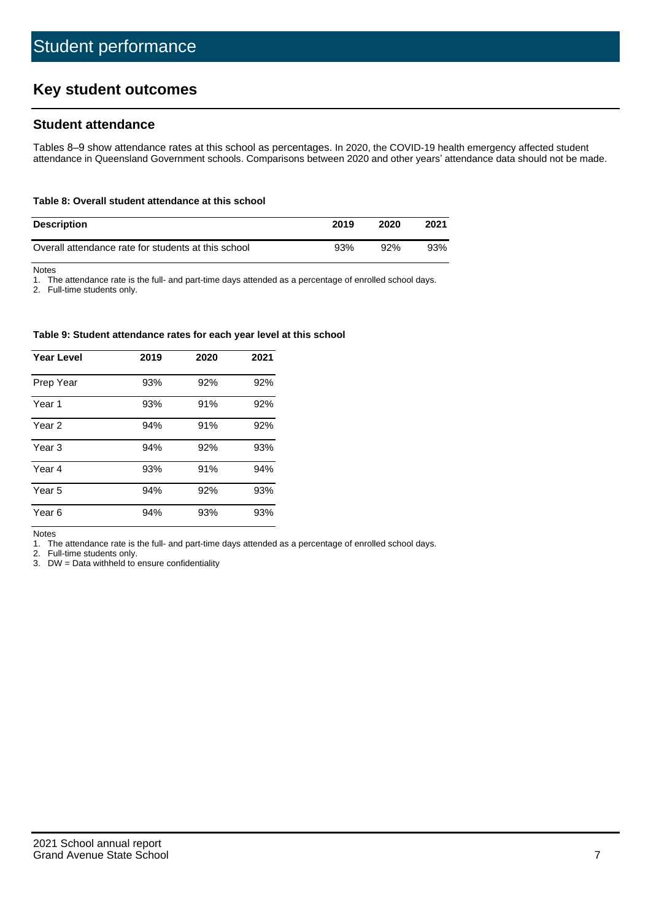# Student performance

## Key student outcomes

### Student attendance

Tables 8–9 show attendance rates at this school as percentages. In 2020, the COVID-19 health emergency affected student attendance in Queensland Government schools. Comparisons between 2020 and other years' attendance data should not be made.

**Table 8: Overall student attendance at this school**

| Description | 2019 | 2020 | 2021 |
|---|---|---|---|
| Overall attendance rate for students at this school | 93% | 92% | 93% |

Notes

1. The attendance rate is the full- and part-time days attended as a percentage of enrolled school days.
2. Full-time students only.

**Table 9: Student attendance rates for each year level at this school**

| Year Level | 2019 | 2020 | 2021 |
|---|---|---|---|
| Prep Year | 93% | 92% | 92% |
| Year 1 | 93% | 91% | 92% |
| Year 2 | 94% | 91% | 92% |
| Year 3 | 94% | 92% | 93% |
| Year 4 | 93% | 91% | 94% |
| Year 5 | 94% | 92% | 93% |
| Year 6 | 94% | 93% | 93% |

Notes

1. The attendance rate is the full- and part-time days attended as a percentage of enrolled school days.
2. Full-time students only.
3. DW = Data withheld to ensure confidentiality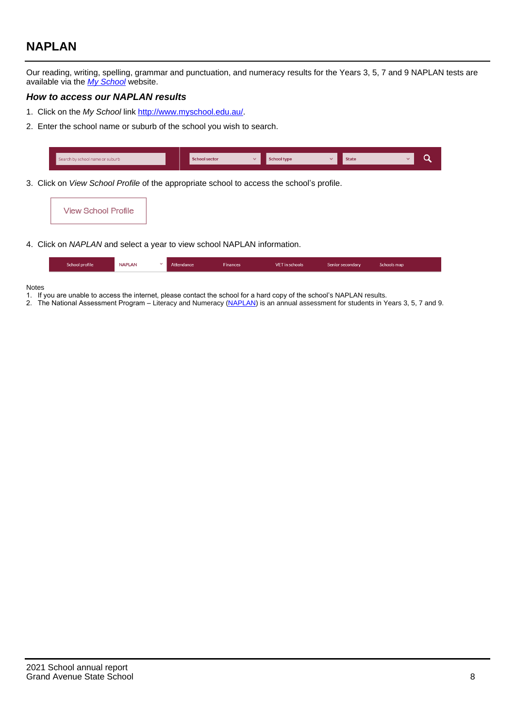## NAPLAN

Our reading, writing, spelling, grammar and punctuation, and numeracy results for the Years 3, 5, 7 and 9 NAPLAN tests are available via the *My School* website.

### *How to access our NAPLAN results*

1. Click on the *My School* link http://www.myschool.edu.au/.
2. Enter the school name or suburb of the school you wish to search.

Search by school name or suburb | School sector | School type | State

3. Click on *View School Profile* of the appropriate school to access the school's profile.

View School Profile

4. Click on *NAPLAN* and select a year to view school NAPLAN information.

School profile | NAPLAN | Attendance | Finances | VET in schools | Senior secondary | Schools map

Notes
1. If you are unable to access the internet, please contact the school for a hard copy of the school's NAPLAN results.
2. The National Assessment Program – Literacy and Numeracy (NAPLAN) is an annual assessment for students in Years 3, 5, 7 and 9.